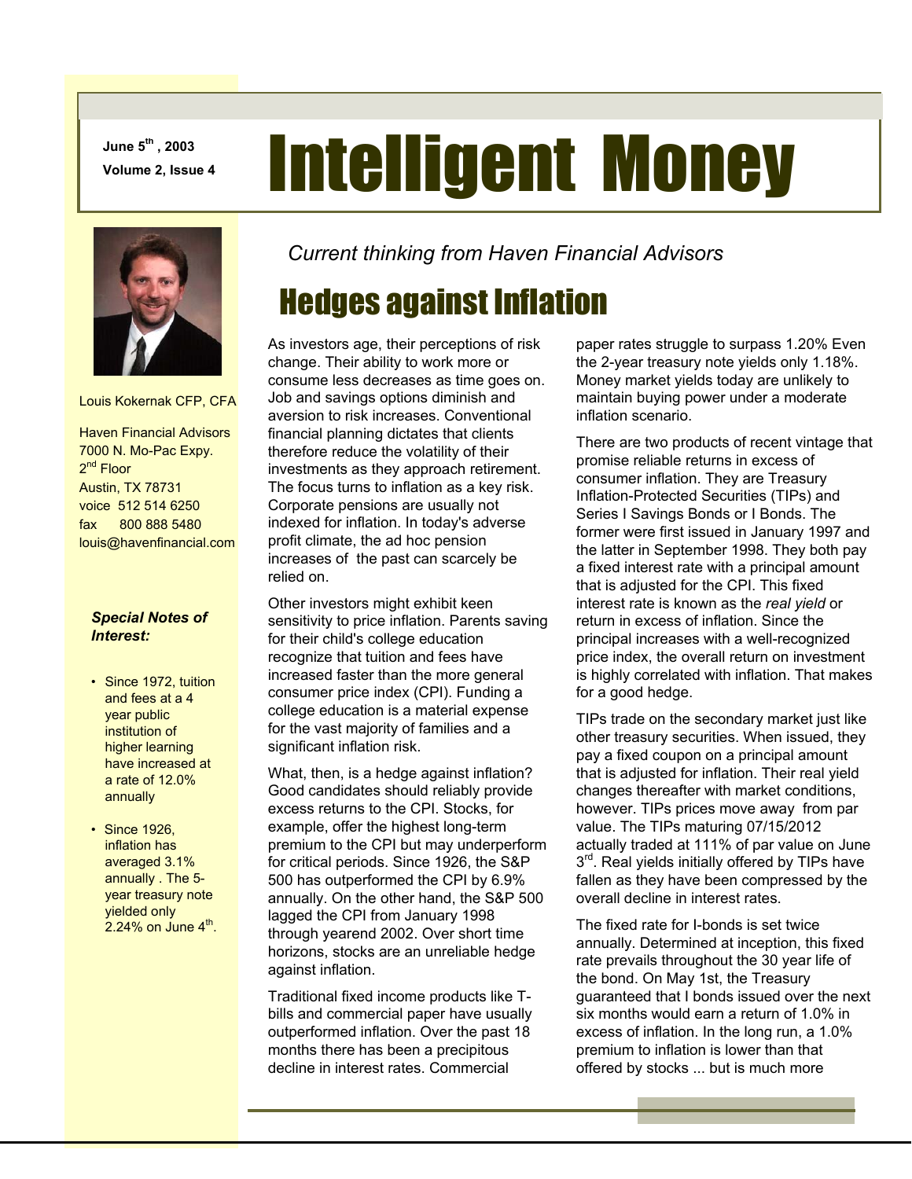June 5th, 2003

Volume 2, Issue 4

# Intelligent Money

Louis Kokernak CFP, CFA

Haven Financial Advisors
7000 N. Mo-Pac Expy.
2nd Floor
Austin, TX 78731
voice 512 514 6250
fax 800 888 5480
louis@havenfinancial.com

***Special Notes of Interest:***

- Since 1972, tuition and fees at a 4 year public institution of higher learning have increased at a rate of 12.0% annually
- Since 1926, inflation has averaged 3.1% annually . The 5-year treasury note yielded only 2.24% on June 4th.

*Current thinking from Haven Financial Advisors*

## Hedges against Inflation

As investors age, their perceptions of risk change. Their ability to work more or consume less decreases as time goes on. Job and savings options diminish and aversion to risk increases. Conventional financial planning dictates that clients therefore reduce the volatility of their investments as they approach retirement. The focus turns to inflation as a key risk. Corporate pensions are usually not indexed for inflation. In today's adverse profit climate, the ad hoc pension increases of the past can scarcely be relied on.

Other investors might exhibit keen sensitivity to price inflation. Parents saving for their child's college education recognize that tuition and fees have increased faster than the more general consumer price index (CPI). Funding a college education is a material expense for the vast majority of families and a significant inflation risk.

What, then, is a hedge against inflation? Good candidates should reliably provide excess returns to the CPI. Stocks, for example, offer the highest long-term premium to the CPI but may underperform for critical periods. Since 1926, the S&P 500 has outperformed the CPI by 6.9% annually. On the other hand, the S&P 500 lagged the CPI from January 1998 through yearend 2002. Over short time horizons, stocks are an unreliable hedge against inflation.

Traditional fixed income products like T-bills and commercial paper have usually outperformed inflation. Over the past 18 months there has been a precipitous decline in interest rates. Commercial paper rates struggle to surpass 1.20% Even the 2-year treasury note yields only 1.18%. Money market yields today are unlikely to maintain buying power under a moderate inflation scenario.

There are two products of recent vintage that promise reliable returns in excess of consumer inflation. They are Treasury Inflation-Protected Securities (TIPs) and Series I Savings Bonds or I Bonds. The former were first issued in January 1997 and the latter in September 1998. They both pay a fixed interest rate with a principal amount that is adjusted for the CPI. This fixed interest rate is known as the *real yield* or return in excess of inflation. Since the principal increases with a well-recognized price index, the overall return on investment is highly correlated with inflation. That makes for a good hedge.

TIPs trade on the secondary market just like other treasury securities. When issued, they pay a fixed coupon on a principal amount that is adjusted for inflation. Their real yield changes thereafter with market conditions, however. TIPs prices move away from par value. The TIPs maturing 07/15/2012 actually traded at 111% of par value on June 3rd. Real yields initially offered by TIPs have fallen as they have been compressed by the overall decline in interest rates.

The fixed rate for I-bonds is set twice annually. Determined at inception, this fixed rate prevails throughout the 30 year life of the bond. On May 1st, the Treasury guaranteed that I bonds issued over the next six months would earn a return of 1.0% in excess of inflation. In the long run, a 1.0% premium to inflation is lower than that offered by stocks ... but is much more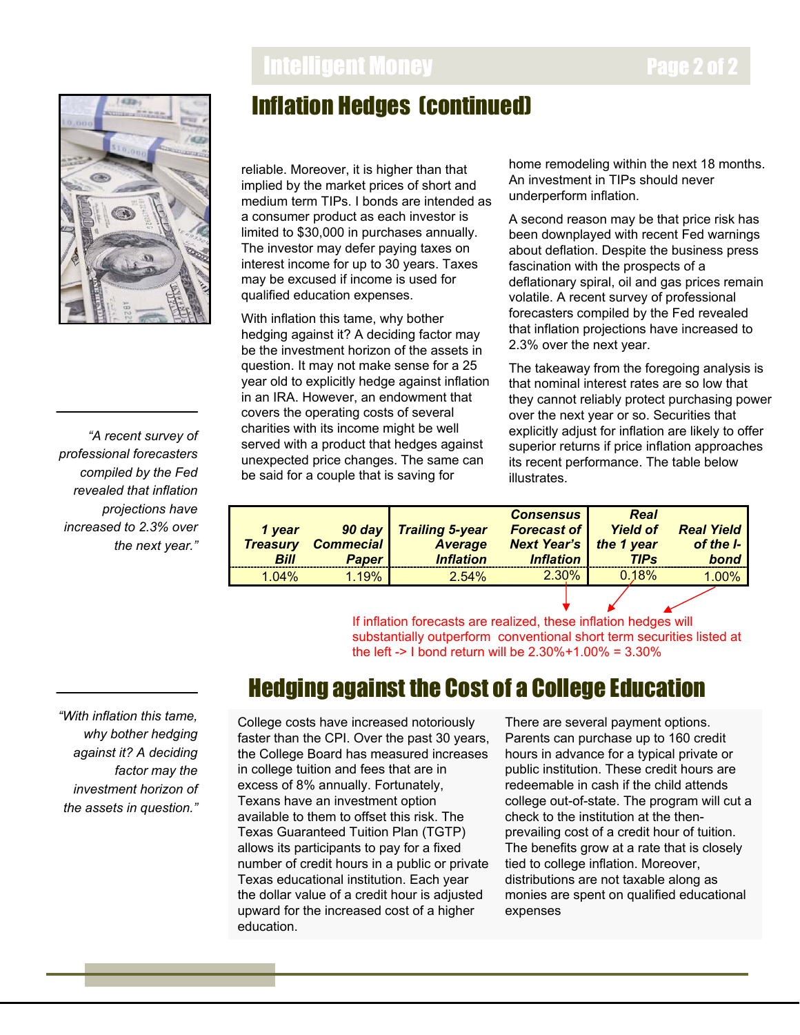## Inflation Hedges (continued)

reliable. Moreover, it is higher than that implied by the market prices of short and medium term TIPs. I bonds are intended as a consumer product as each investor is limited to $30,000 in purchases annually. The investor may defer paying taxes on interest income for up to 30 years. Taxes may be excused if income is used for qualified education expenses.

With inflation this tame, why bother hedging against it? A deciding factor may be the investment horizon of the assets in question. It may not make sense for a 25 year old to explicitly hedge against inflation in an IRA. However, an endowment that covers the operating costs of several charities with its income might be well served with a product that hedges against unexpected price changes. The same can be said for a couple that is saving for home remodeling within the next 18 months. An investment in TIPs should never underperform inflation.

A second reason may be that price risk has been downplayed with recent Fed warnings about deflation. Despite the business press fascination with the prospects of a deflationary spiral, oil and gas prices remain volatile. A recent survey of professional forecasters compiled by the Fed revealed that inflation projections have increased to 2.3% over the next year.

The takeaway from the foregoing analysis is that nominal interest rates are so low that they cannot reliably protect purchasing power over the next year or so. Securities that explicitly adjust for inflation are likely to offer superior returns if price inflation approaches its recent performance. The table below illustrates.

*"A recent survey of professional forecasters compiled by the Fed revealed that inflation projections have increased to 2.3% over the next year."*

| 1 year Treasury Bill | 90 day Commecial Paper | Trailing 5-year Average Inflation | Consensus Forecast of Next Year's Inflation | Real Yield of the 1 year TIPs | Real Yield of the I-bond |
|---|---|---|---|---|---|
| 1.04% | 1.19% | 2.54% | 2.30% | 0.18% | 1.00% |

If inflation forecasts are realized, these inflation hedges will substantially outperform conventional short term securities listed at the left -> I bond return will be 2.30%+1.00% = 3.30%

## Hedging against the Cost of a College Education

*"With inflation this tame, why bother hedging against it? A deciding factor may the investment horizon of the assets in question."*

College costs have increased notoriously faster than the CPI. Over the past 30 years, the College Board has measured increases in college tuition and fees that are in excess of 8% annually. Fortunately, Texans have an investment option available to them to offset this risk. The Texas Guaranteed Tuition Plan (TGTP) allows its participants to pay for a fixed number of credit hours in a public or private Texas educational institution. Each year the dollar value of a credit hour is adjusted upward for the increased cost of a higher education.

There are several payment options. Parents can purchase up to 160 credit hours in advance for a typical private or public institution. These credit hours are redeemable in cash if the child attends college out-of-state. The program will cut a check to the institution at the then-prevailing cost of a credit hour of tuition. The benefits grow at a rate that is closely tied to college inflation. Moreover, distributions are not taxable along as monies are spent on qualified educational expenses